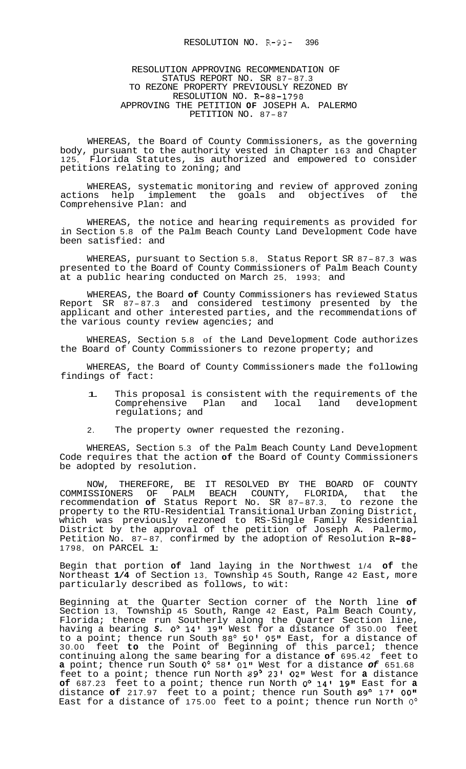RESOLUTION NO. R-93- 396

RESOLUTION APPROVING RECOMMENDATION OF STATUS REPORT NO. SR 87-87.3 TO REZONE PROPERTY PREVIOUSLY REZONED BY RESOLUTION NO. R-88-1798 APPROVING THE PETITION OF JOSEPH A. PALERMO PETITION NO. 87-87

WHEREAS, the Board of County Commissioners, as the governing body, pursuant to the authority vested in Chapter 163 and Chapter 125, Florida Statutes, is authorized and empowered to consider petitions relating to zoning; and

WHEREAS, systematic monitoring and review of approved zoning actions help implement the goals and objectives of the Comprehensive Plan: and

WHEREAS, the notice and hearing requirements as provided for in Section 5.8 of the Palm Beach County Land Development Code have been satisfied: and

WHEREAS, pursuant to Section 5.8, Status Report SR 87-87.3 was presented to the Board of County Commissioners of Palm Beach County at a public hearing conducted on March 25, 1993; and

WHEREAS, the Board of County Commissioners has reviewed Status Report SR 87-87.3 and considered testimony presented by the applicant and other interested parties, and the recommendations of the various county review agencies; and

WHEREAS, Section 5.8 of the Land Development Code authorizes the Board of County Commissioners to rezone property; and

WHEREAS, the Board of County Commissioners made the following findings of fact:

1. This proposal is consistent with the requirements of the Comprehensive Plan and local land development regulations; and
2. The property owner requested the rezoning.

WHEREAS, Section 5.3 of the Palm Beach County Land Development Code requires that the action of the Board of County Commissioners be adopted by resolution.

NOW, THEREFORE, BE IT RESOLVED BY THE BOARD OF COUNTY COMMISSIONERS OF PALM BEACH COUNTY, FLORIDA, that the recommendation of Status Report No. SR 87-87.3, to rezone the property to the RTU-Residential Transitional Urban Zoning District, which was previously rezoned to RS-Single Family Residential District by the approval of the petition of Joseph A. Palermo, Petition No. 87-87, confirmed by the adoption of Resolution R-88-1798, on PARCEL 1:

Begin that portion of land laying in the Northwest 1/4 of the Northeast 1/4 of Section 13, Township 45 South, Range 42 East, more particularly described as follows, to wit:

Beginning at the Quarter Section corner of the North line of Section 13, Township 45 South, Range 42 East, Palm Beach County, Florida; thence run Southerly along the Quarter Section line, having a bearing S. 0° 14' 19" West for a distance of 350.00 feet to a point; thence run South 88° 50' 05" East, for a distance of 30.00 feet to the Point of Beginning of this parcel; thence continuing along the same bearing for a distance of 695.42 feet to a point; thence run South 0° 58' 01" West for a distance of 651.68 feet to a point; thence run North 89° 23' 02" West for a distance of 687.23 feet to a point; thence run North 0° 14' 19" East for a distance of 217.97 feet to a point; thence run South 89° 17' 00" East for a distance of 175.00 feet to a point; thence run North 0°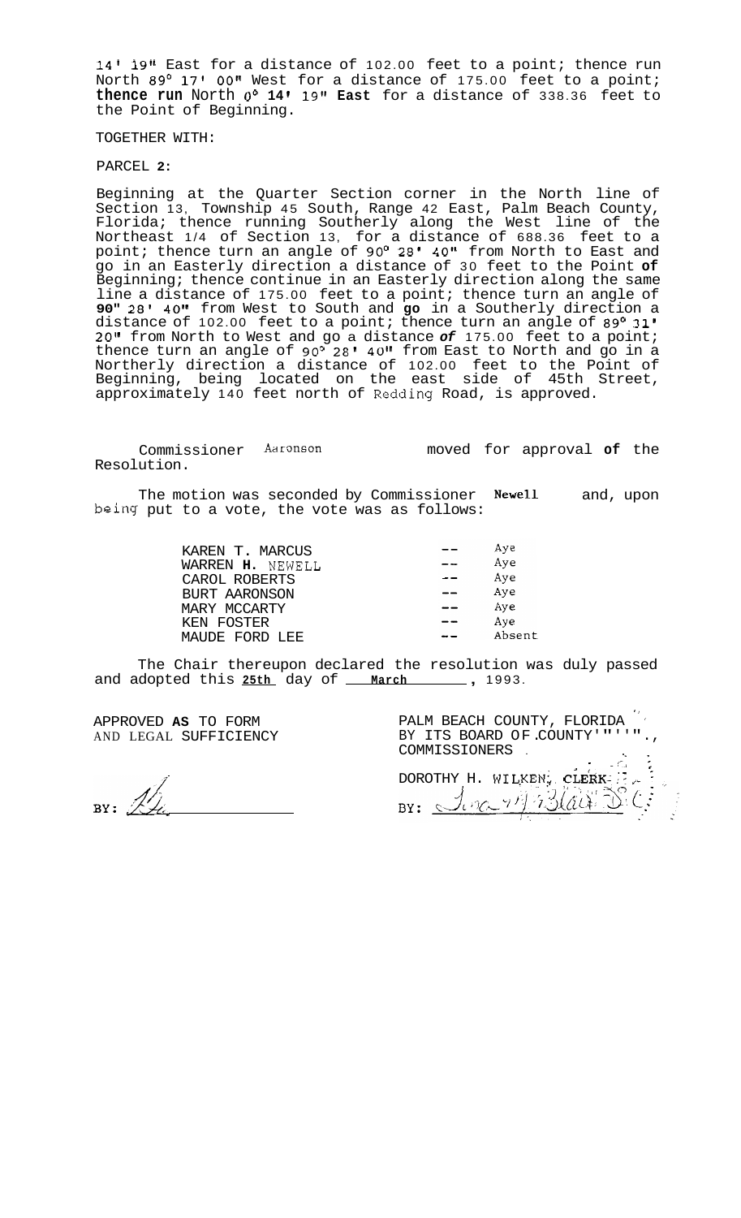14' 19" East for a distance of 102.00 feet to a point; thence run North 89° 17' 00" West for a distance of 175.00 feet to a point; **thence run** North 0° **14' 19" East** for a distance of 338.36 feet to the Point of Beginning.

TOGETHER WITH:

PARCEL **2**:

Beginning at the Quarter Section corner in the North line of Section 13, Township 45 South, Range 42 East, Palm Beach County, Florida; thence running Southerly along the West line of the Northeast 1/4 of Section 13, for a distance of 688.36 feet to a point; thence turn an angle of 90° 28' 40" from North to East and go in an Easterly direction a distance of 30 feet to the Point **of** Beginning; thence continue in an Easterly direction along the same line a distance of 175.00 feet to a point; thence turn an angle of **90" 28' 40"** from West to South and **go** in a Southerly direction a distance of 102.00 feet to a point; thence turn an angle of 89° 31' 20" from North to West and go a distance ***of*** 175.00 feet to a point; thence turn an angle of 90° 28' 40" from East to North and go in a Northerly direction a distance of 102.00 feet to the Point of Beginning, being located on the east side of 45th Street, approximately 140 feet north of Redding Road, is approved.

Commissioner Aaronson moved for approval **of** the Resolution.

The motion was seconded by Commissioner **Newell** and, upon being put to a vote, the vote was as follows:

| | | |
|---|---|---|
| KAREN T. MARCUS | -- | Aye |
| WARREN **H.** NEWELL | -- | Aye |
| CAROL ROBERTS | -- | Aye |
| BURT AARONSON | -- | Aye |
| MARY MCCARTY | -- | Aye |
| KEN FOSTER | -- | Aye |
| MAUDE FORD LEE | -- | Absent |

The Chair thereupon declared the resolution was duly passed and adopted this **25th** day of **March**, 1993.

APPROVED **AS** TO FORM
AND LEGAL SUFFICIENCY

BY: _______________

PALM BEACH COUNTY, FLORIDA
BY ITS BOARD OF COUNTY COMMISSIONERS

DOROTHY H. WILKEN, CLERK

BY: _______________